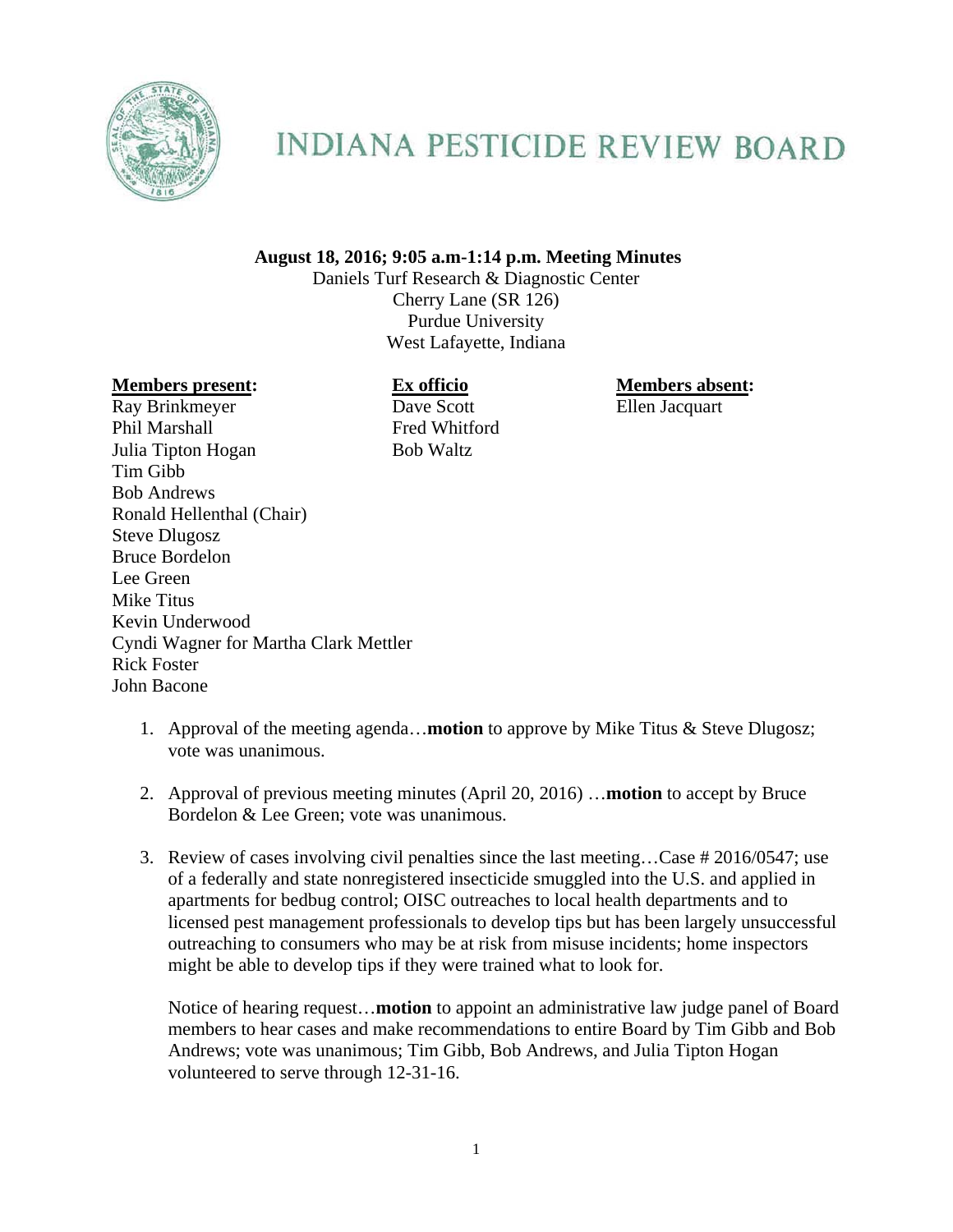# INDIANA PESTICIDE REVIEW BOARD

**August 18, 2016; 9:05 a.m-1:14 p.m. Meeting Minutes**
Daniels Turf Research & Diagnostic Center
Cherry Lane (SR 126)
Purdue University
West Lafayette, Indiana

**Members present:**
Ray Brinkmeyer
Phil Marshall
Julia Tipton Hogan
Tim Gibb
Bob Andrews
Ronald Hellenthal (Chair)
Steve Dlugosz
Bruce Bordelon
Lee Green
Mike Titus
Kevin Underwood
Cyndi Wagner for Martha Clark Mettler
Rick Foster
John Bacone

**Ex officio**
Dave Scott
Fred Whitford
Bob Waltz

**Members absent:**
Ellen Jacquart

1. Approval of the meeting agenda…**motion** to approve by Mike Titus & Steve Dlugosz; vote was unanimous.

2. Approval of previous meeting minutes (April 20, 2016) …**motion** to accept by Bruce Bordelon & Lee Green; vote was unanimous.

3. Review of cases involving civil penalties since the last meeting…Case # 2016/0547; use of a federally and state nonregistered insecticide smuggled into the U.S. and applied in apartments for bedbug control; OISC outreaches to local health departments and to licensed pest management professionals to develop tips but has been largely unsuccessful outreaching to consumers who may be at risk from misuse incidents; home inspectors might be able to develop tips if they were trained what to look for.

   Notice of hearing request…**motion** to appoint an administrative law judge panel of Board members to hear cases and make recommendations to entire Board by Tim Gibb and Bob Andrews; vote was unanimous; Tim Gibb, Bob Andrews, and Julia Tipton Hogan volunteered to serve through 12-31-16.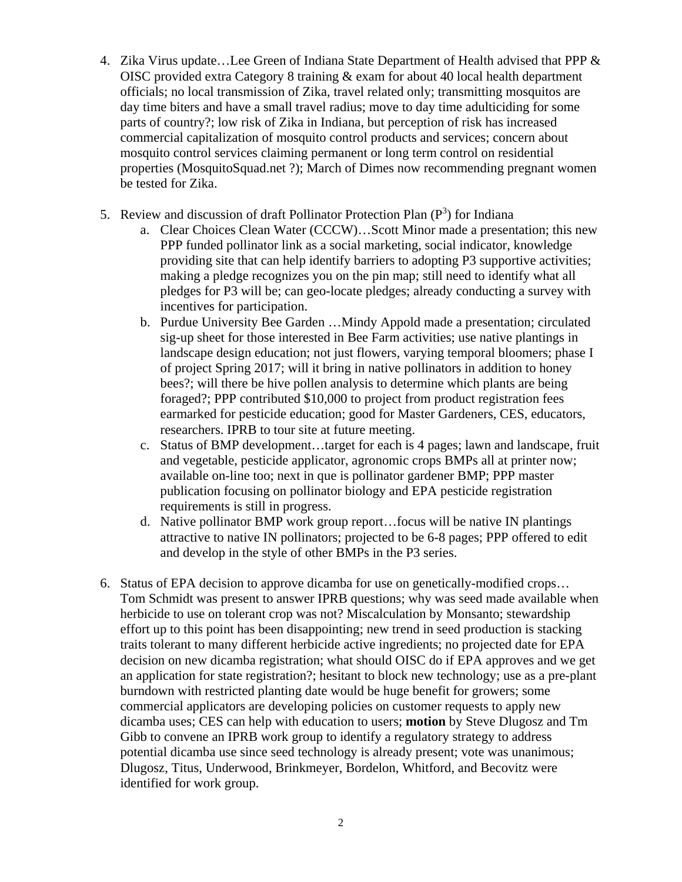4. Zika Virus update…Lee Green of Indiana State Department of Health advised that PPP & OISC provided extra Category 8 training & exam for about 40 local health department officials; no local transmission of Zika, travel related only; transmitting mosquitos are day time biters and have a small travel radius; move to day time adulticiding for some parts of country?; low risk of Zika in Indiana, but perception of risk has increased commercial capitalization of mosquito control products and services; concern about mosquito control services claiming permanent or long term control on residential properties (MosquitoSquad.net ?); March of Dimes now recommending pregnant women be tested for Zika.

5. Review and discussion of draft Pollinator Protection Plan ($P^3$) for Indiana
   a. Clear Choices Clean Water (CCCW)…Scott Minor made a presentation; this new PPP funded pollinator link as a social marketing, social indicator, knowledge providing site that can help identify barriers to adopting P3 supportive activities; making a pledge recognizes you on the pin map; still need to identify what all pledges for P3 will be; can geo-locate pledges; already conducting a survey with incentives for participation.
   b. Purdue University Bee Garden …Mindy Appold made a presentation; circulated sig-up sheet for those interested in Bee Farm activities; use native plantings in landscape design education; not just flowers, varying temporal bloomers; phase I of project Spring 2017; will it bring in native pollinators in addition to honey bees?; will there be hive pollen analysis to determine which plants are being foraged?; PPP contributed $10,000 to project from product registration fees earmarked for pesticide education; good for Master Gardeners, CES, educators, researchers. IPRB to tour site at future meeting.
   c. Status of BMP development…target for each is 4 pages; lawn and landscape, fruit and vegetable, pesticide applicator, agronomic crops BMPs all at printer now; available on-line too; next in que is pollinator gardener BMP; PPP master publication focusing on pollinator biology and EPA pesticide registration requirements is still in progress.
   d. Native pollinator BMP work group report…focus will be native IN plantings attractive to native IN pollinators; projected to be 6-8 pages; PPP offered to edit and develop in the style of other BMPs in the P3 series.

6. Status of EPA decision to approve dicamba for use on genetically-modified crops… Tom Schmidt was present to answer IPRB questions; why was seed made available when herbicide to use on tolerant crop was not? Miscalculation by Monsanto; stewardship effort up to this point has been disappointing; new trend in seed production is stacking traits tolerant to many different herbicide active ingredients; no projected date for EPA decision on new dicamba registration; what should OISC do if EPA approves and we get an application for state registration?; hesitant to block new technology; use as a pre-plant burndown with restricted planting date would be huge benefit for growers; some commercial applicators are developing policies on customer requests to apply new dicamba uses; CES can help with education to users; **motion** by Steve Dlugosz and Tm Gibb to convene an IPRB work group to identify a regulatory strategy to address potential dicamba use since seed technology is already present; vote was unanimous; Dlugosz, Titus, Underwood, Brinkmeyer, Bordelon, Whitford, and Becovitz were identified for work group.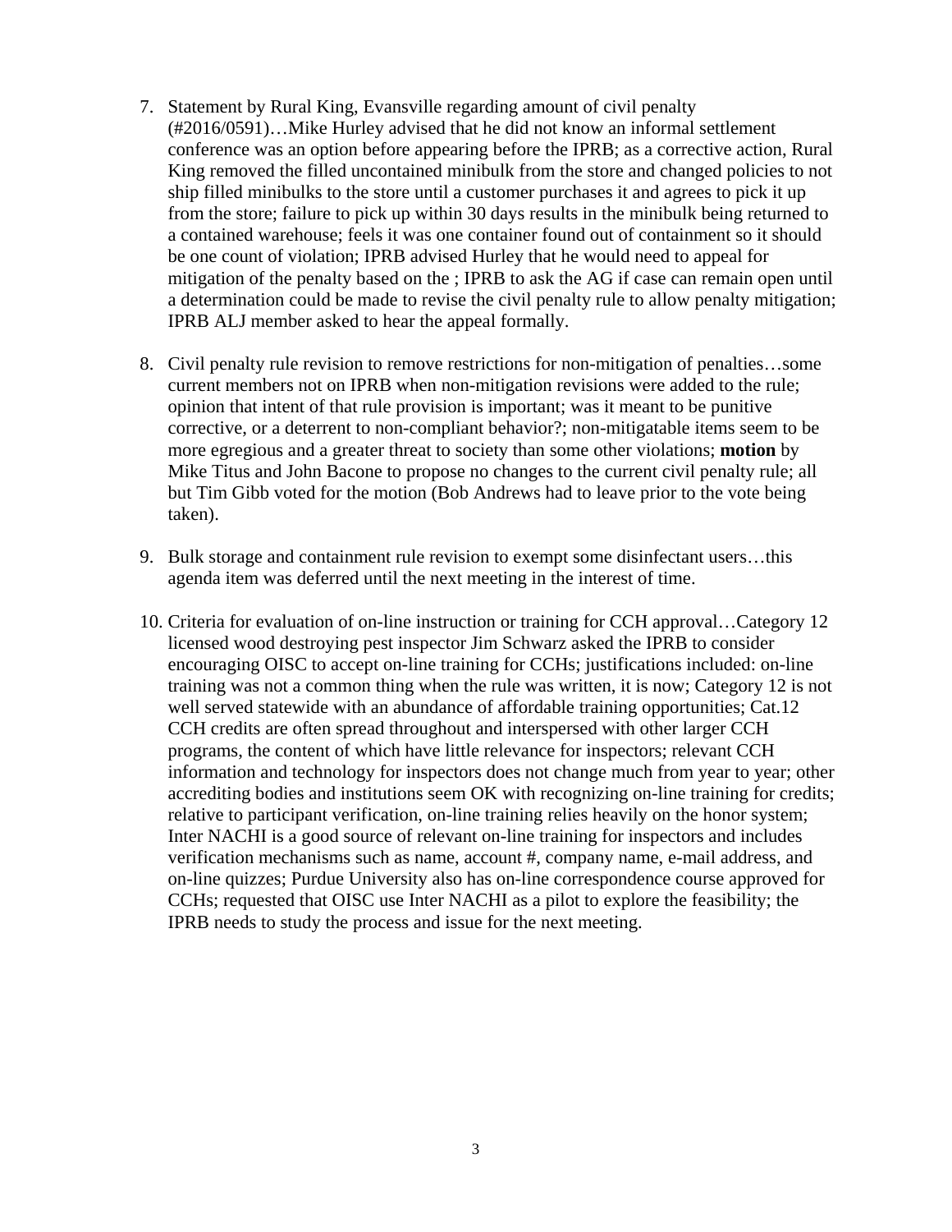7. Statement by Rural King, Evansville regarding amount of civil penalty (#2016/0591)…Mike Hurley advised that he did not know an informal settlement conference was an option before appearing before the IPRB; as a corrective action, Rural King removed the filled uncontained minibulk from the store and changed policies to not ship filled minibulks to the store until a customer purchases it and agrees to pick it up from the store; failure to pick up within 30 days results in the minibulk being returned to a contained warehouse; feels it was one container found out of containment so it should be one count of violation; IPRB advised Hurley that he would need to appeal for mitigation of the penalty based on the ; IPRB to ask the AG if case can remain open until a determination could be made to revise the civil penalty rule to allow penalty mitigation; IPRB ALJ member asked to hear the appeal formally.

8. Civil penalty rule revision to remove restrictions for non-mitigation of penalties…some current members not on IPRB when non-mitigation revisions were added to the rule; opinion that intent of that rule provision is important; was it meant to be punitive corrective, or a deterrent to non-compliant behavior?; non-mitigatable items seem to be more egregious and a greater threat to society than some other violations; **motion** by Mike Titus and John Bacone to propose no changes to the current civil penalty rule; all but Tim Gibb voted for the motion (Bob Andrews had to leave prior to the vote being taken).

9. Bulk storage and containment rule revision to exempt some disinfectant users…this agenda item was deferred until the next meeting in the interest of time.

10. Criteria for evaluation of on-line instruction or training for CCH approval…Category 12 licensed wood destroying pest inspector Jim Schwarz asked the IPRB to consider encouraging OISC to accept on-line training for CCHs; justifications included: on-line training was not a common thing when the rule was written, it is now; Category 12 is not well served statewide with an abundance of affordable training opportunities; Cat.12 CCH credits are often spread throughout and interspersed with other larger CCH programs, the content of which have little relevance for inspectors; relevant CCH information and technology for inspectors does not change much from year to year; other accrediting bodies and institutions seem OK with recognizing on-line training for credits; relative to participant verification, on-line training relies heavily on the honor system; Inter NACHI is a good source of relevant on-line training for inspectors and includes verification mechanisms such as name, account #, company name, e-mail address, and on-line quizzes; Purdue University also has on-line correspondence course approved for CCHs; requested that OISC use Inter NACHI as a pilot to explore the feasibility; the IPRB needs to study the process and issue for the next meeting.